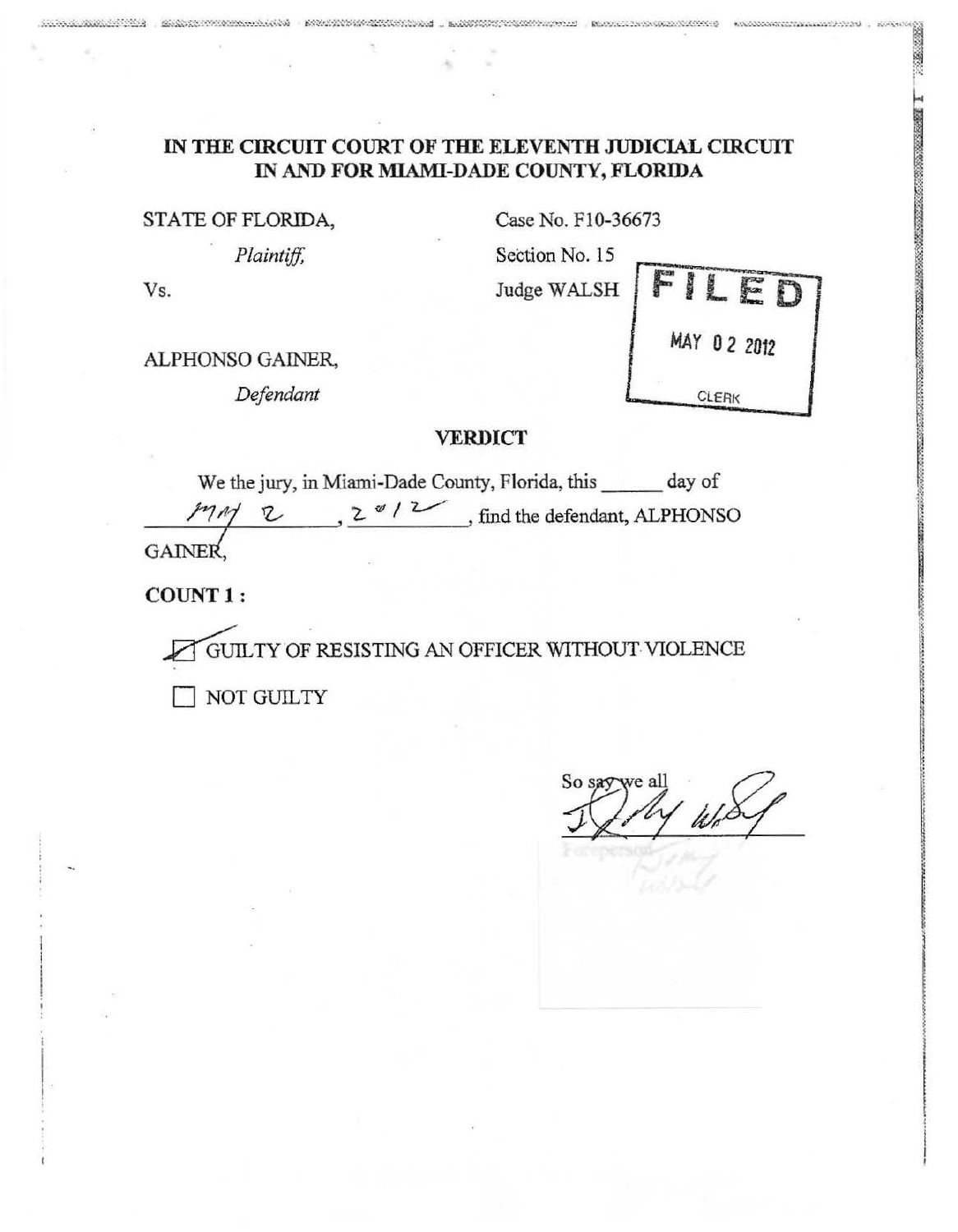**IN THE CIRCUIT COURT OF THE ELEVENTH JUDICIAL CIRCUIT**
**IN AND FOR MIAMI-DADE COUNTY, FLORIDA**

STATE OF FLORIDA,

*Plaintiff,*

Vs.

ALPHONSO GAINER,

*Defendant*

Case No. F10-36673

Section No. 15

Judge WALSH

FILED
MAY 02 2012
CLERK

## VERDICT

We the jury, in Miami-Dade County, Florida, this ______ day of May 2, 2012, find the defendant, ALPHONSO GAINER,

**COUNT 1:**

☑ GUILTY OF RESISTING AN OFFICER WITHOUT VIOLENCE

☐ NOT GUILTY

So say we all

[signature]

Foreperson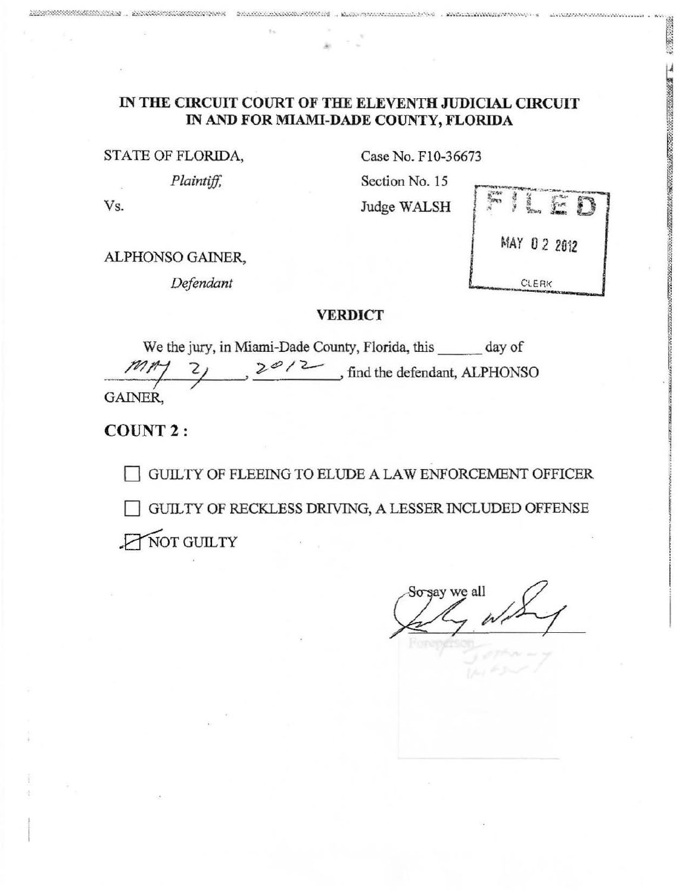# IN THE CIRCUIT COURT OF THE ELEVENTH JUDICIAL CIRCUIT IN AND FOR MIAMI-DADE COUNTY, FLORIDA

STATE OF FLORIDA,

*Plaintiff,*

Vs.

ALPHONSO GAINER,

*Defendant*

Case No. F10-36673

Section No. 15

Judge WALSH

FILED
MAY 02 2012
CLERK

## VERDICT

We the jury, in Miami-Dade County, Florida, this ______ day of May 2, 2012, find the defendant, ALPHONSO GAINER,

**COUNT 2 :**

☐ GUILTY OF FLEEING TO ELUDE A LAW ENFORCEMENT OFFICER

☐ GUILTY OF RECKLESS DRIVING, A LESSER INCLUDED OFFENSE

☒ NOT GUILTY

So say we all

Foreperson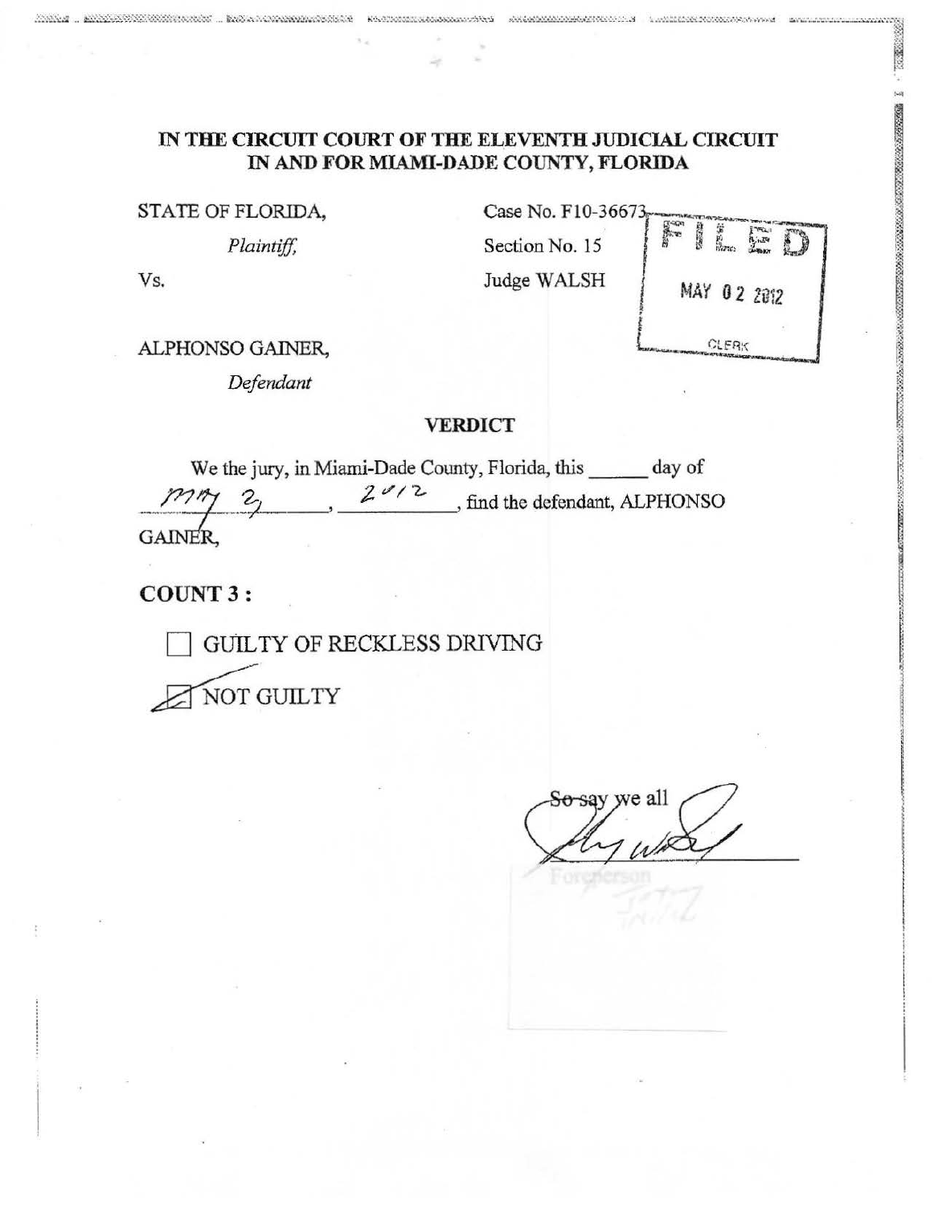**IN THE CIRCUIT COURT OF THE ELEVENTH JUDICIAL CIRCUIT**
**IN AND FOR MIAMI-DADE COUNTY, FLORIDA**

STATE OF FLORIDA,
*Plaintiff,*

Vs.

ALPHONSO GAINER,
*Defendant*

Case No. F10-36673
Section No. 15
Judge WALSH

FILED
MAY 02 2012
CLERK

## VERDICT

We the jury, in Miami-Dade County, Florida, this ______ day of May 2, 2012, find the defendant, ALPHONSO GAINER,

**COUNT 3 :**

☐ GUILTY OF RECKLESS DRIVING

☒ NOT GUILTY

So say we all

Foreperson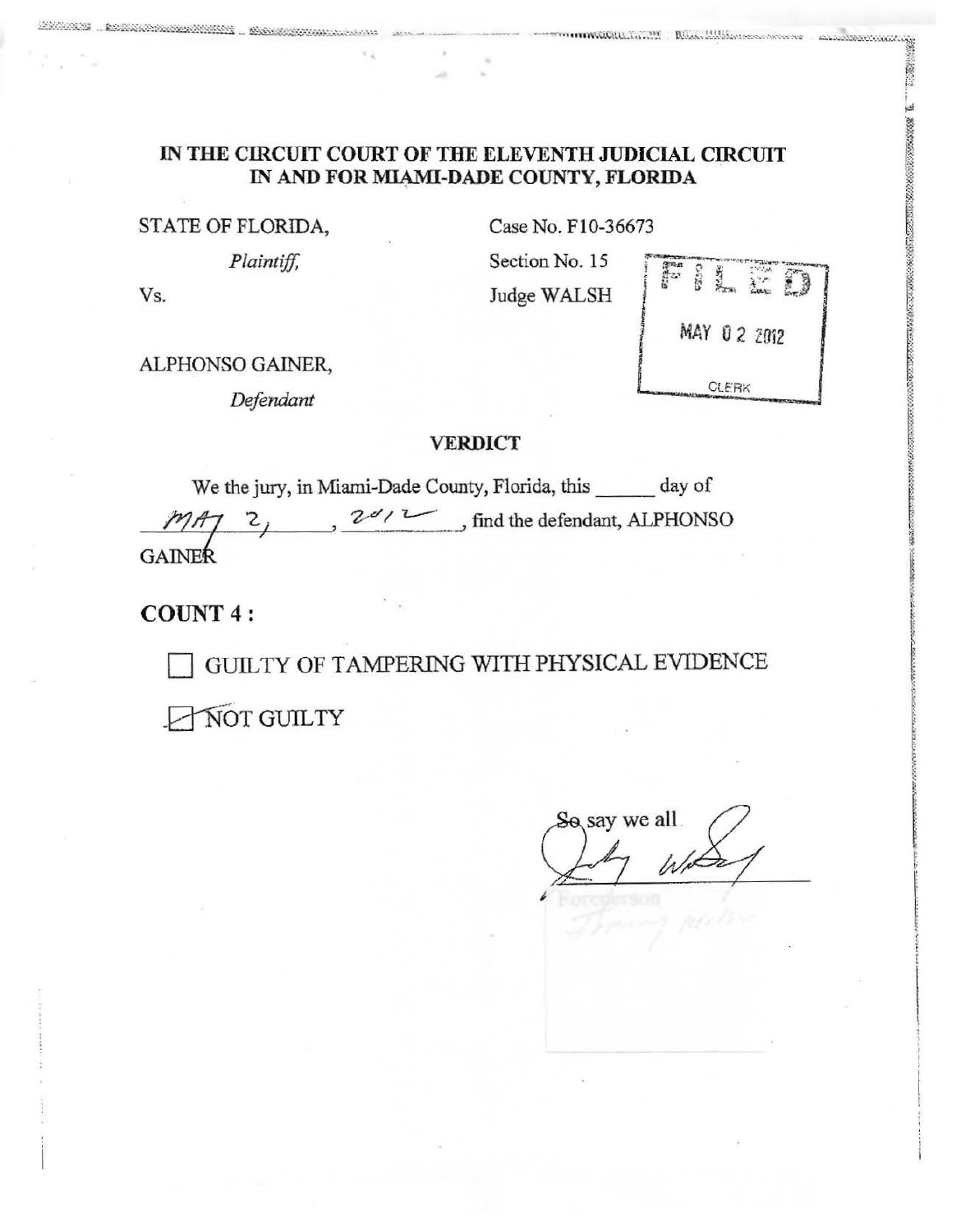**IN THE CIRCUIT COURT OF THE ELEVENTH JUDICIAL CIRCUIT**
**IN AND FOR MIAMI-DADE COUNTY, FLORIDA**

STATE OF FLORIDA,
*Plaintiff,*

Vs.

ALPHONSO GAINER,
*Defendant*

Case No. F10-36673
Section No. 15
Judge WALSH

FILED
MAY 02 2012
CLERK

## VERDICT

We the jury, in Miami-Dade County, Florida, this ______ day of MAY 2, , 2012, find the defendant, ALPHONSO GAINER

**COUNT 4 :**

☐ GUILTY OF TAMPERING WITH PHYSICAL EVIDENCE

☑ NOT GUILTY

So say we all

Foreperson